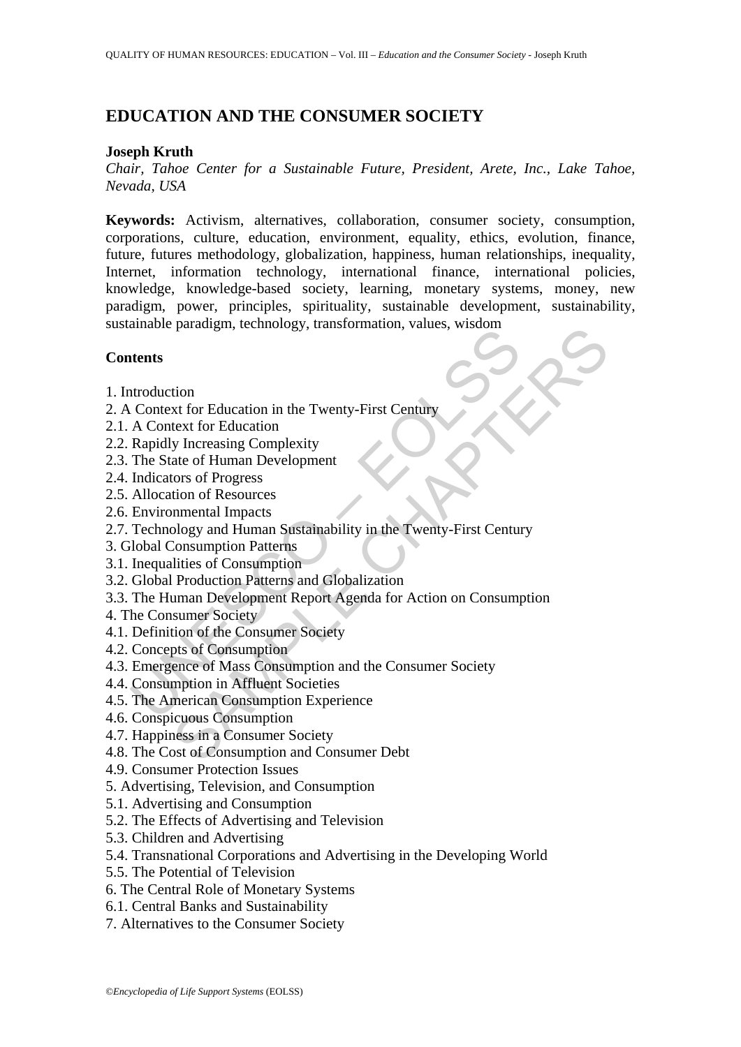# EDUCATION AND THE CONSUMER SOCIETY

**Joseph Kruth**

*Chair, Tahoe Center for a Sustainable Future, President, Arete, Inc., Lake Tahoe, Nevada, USA*

**Keywords:** Activism, alternatives, collaboration, consumer society, consumption, corporations, culture, education, environment, equality, ethics, evolution, finance, future, futures methodology, globalization, happiness, human relationships, inequality, Internet, information technology, international finance, international policies, knowledge, knowledge-based society, learning, monetary systems, money, new paradigm, power, principles, spirituality, sustainable development, sustainability, sustainable paradigm, technology, transformation, values, wisdom

## Contents

1. Introduction
2. A Context for Education in the Twenty-First Century
2.1. A Context for Education
2.2. Rapidly Increasing Complexity
2.3. The State of Human Development
2.4. Indicators of Progress
2.5. Allocation of Resources
2.6. Environmental Impacts
2.7. Technology and Human Sustainability in the Twenty-First Century
3. Global Consumption Patterns
3.1. Inequalities of Consumption
3.2. Global Production Patterns and Globalization
3.3. The Human Development Report Agenda for Action on Consumption
4. The Consumer Society
4.1. Definition of the Consumer Society
4.2. Concepts of Consumption
4.3. Emergence of Mass Consumption and the Consumer Society
4.4. Consumption in Affluent Societies
4.5. The American Consumption Experience
4.6. Conspicuous Consumption
4.7. Happiness in a Consumer Society
4.8. The Cost of Consumption and Consumer Debt
4.9. Consumer Protection Issues
5. Advertising, Television, and Consumption
5.1. Advertising and Consumption
5.2. The Effects of Advertising and Television
5.3. Children and Advertising
5.4. Transnational Corporations and Advertising in the Developing World
5.5. The Potential of Television
6. The Central Role of Monetary Systems
6.1. Central Banks and Sustainability
7. Alternatives to the Consumer Society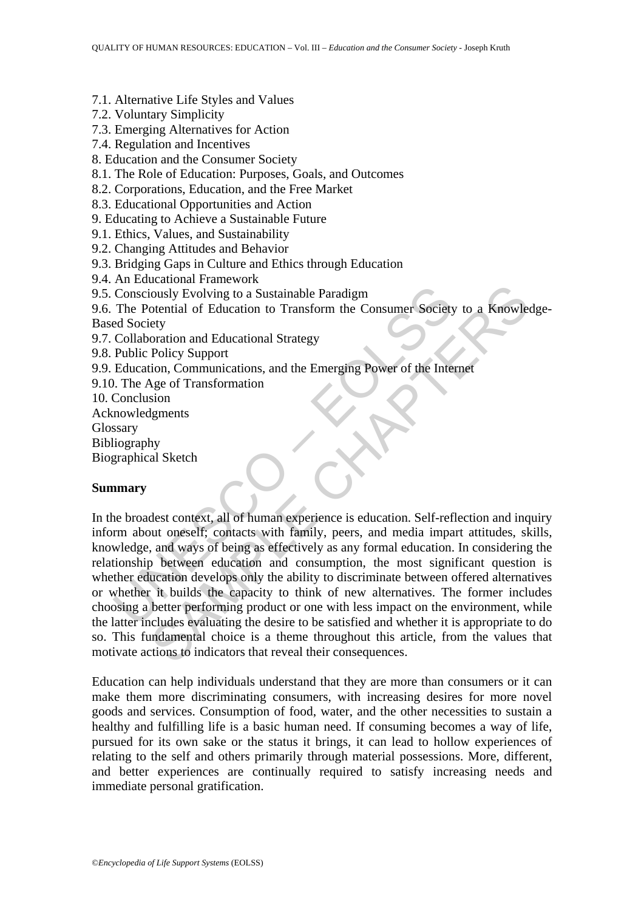7.1. Alternative Life Styles and Values
7.2. Voluntary Simplicity
7.3. Emerging Alternatives for Action
7.4. Regulation and Incentives
8. Education and the Consumer Society
8.1. The Role of Education: Purposes, Goals, and Outcomes
8.2. Corporations, Education, and the Free Market
8.3. Educational Opportunities and Action
9. Educating to Achieve a Sustainable Future
9.1. Ethics, Values, and Sustainability
9.2. Changing Attitudes and Behavior
9.3. Bridging Gaps in Culture and Ethics through Education
9.4. An Educational Framework
9.5. Consciously Evolving to a Sustainable Paradigm
9.6. The Potential of Education to Transform the Consumer Society to a Knowledge-Based Society
9.7. Collaboration and Educational Strategy
9.8. Public Policy Support
9.9. Education, Communications, and the Emerging Power of the Internet
9.10. The Age of Transformation
10. Conclusion
Acknowledgments
Glossary
Bibliography
Biographical Sketch

**Summary**

In the broadest context, all of human experience is education. Self-reflection and inquiry inform about oneself; contacts with family, peers, and media impart attitudes, skills, knowledge, and ways of being as effectively as any formal education. In considering the relationship between education and consumption, the most significant question is whether education develops only the ability to discriminate between offered alternatives or whether it builds the capacity to think of new alternatives. The former includes choosing a better performing product or one with less impact on the environment, while the latter includes evaluating the desire to be satisfied and whether it is appropriate to do so. This fundamental choice is a theme throughout this article, from the values that motivate actions to indicators that reveal their consequences.

Education can help individuals understand that they are more than consumers or it can make them more discriminating consumers, with increasing desires for more novel goods and services. Consumption of food, water, and the other necessities to sustain a healthy and fulfilling life is a basic human need. If consuming becomes a way of life, pursued for its own sake or the status it brings, it can lead to hollow experiences of relating to the self and others primarily through material possessions. More, different, and better experiences are continually required to satisfy increasing needs and immediate personal gratification.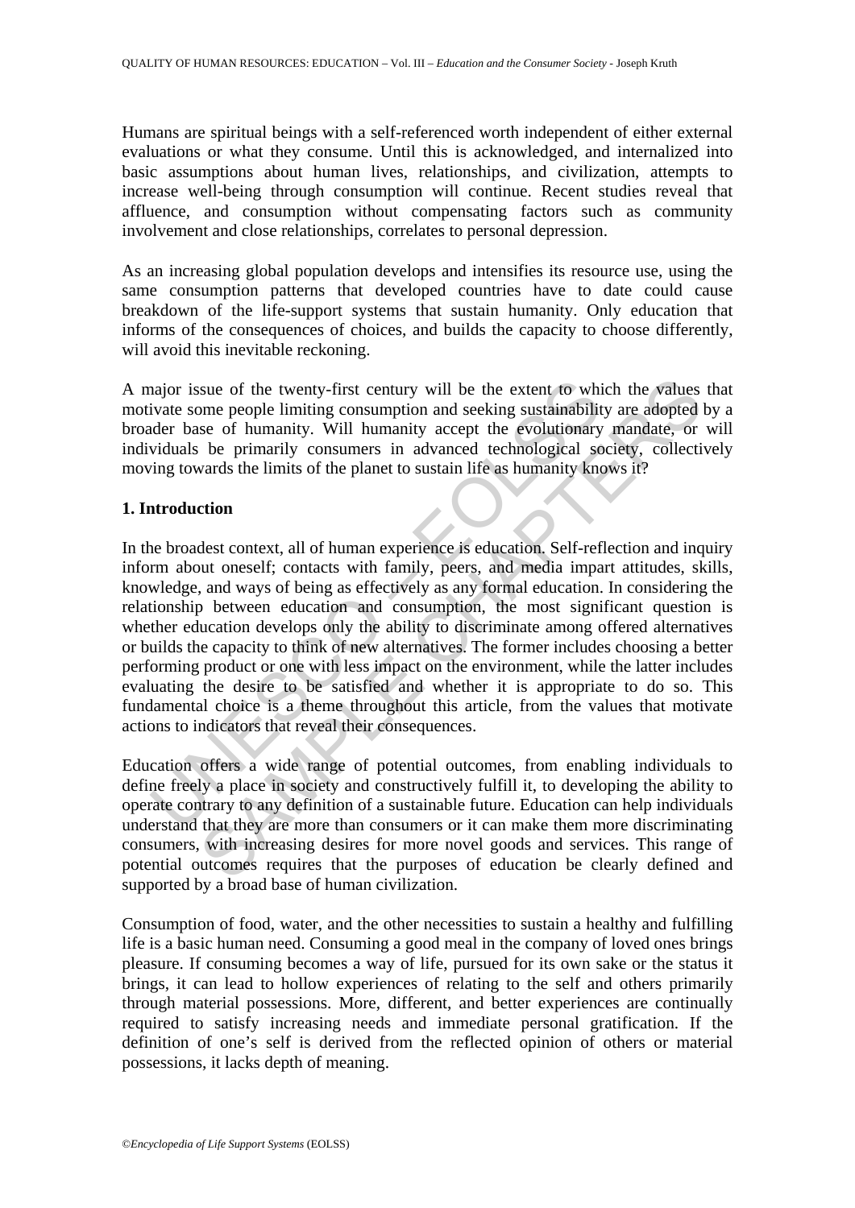Humans are spiritual beings with a self-referenced worth independent of either external evaluations or what they consume. Until this is acknowledged, and internalized into basic assumptions about human lives, relationships, and civilization, attempts to increase well-being through consumption will continue. Recent studies reveal that affluence, and consumption without compensating factors such as community involvement and close relationships, correlates to personal depression.

As an increasing global population develops and intensifies its resource use, using the same consumption patterns that developed countries have to date could cause breakdown of the life-support systems that sustain humanity. Only education that informs of the consequences of choices, and builds the capacity to choose differently, will avoid this inevitable reckoning.

A major issue of the twenty-first century will be the extent to which the values that motivate some people limiting consumption and seeking sustainability are adopted by a broader base of humanity. Will humanity accept the evolutionary mandate, or will individuals be primarily consumers in advanced technological society, collectively moving towards the limits of the planet to sustain life as humanity knows it?

## 1. Introduction

In the broadest context, all of human experience is education. Self-reflection and inquiry inform about oneself; contacts with family, peers, and media impart attitudes, skills, knowledge, and ways of being as effectively as any formal education. In considering the relationship between education and consumption, the most significant question is whether education develops only the ability to discriminate among offered alternatives or builds the capacity to think of new alternatives. The former includes choosing a better performing product or one with less impact on the environment, while the latter includes evaluating the desire to be satisfied and whether it is appropriate to do so. This fundamental choice is a theme throughout this article, from the values that motivate actions to indicators that reveal their consequences.

Education offers a wide range of potential outcomes, from enabling individuals to define freely a place in society and constructively fulfill it, to developing the ability to operate contrary to any definition of a sustainable future. Education can help individuals understand that they are more than consumers or it can make them more discriminating consumers, with increasing desires for more novel goods and services. This range of potential outcomes requires that the purposes of education be clearly defined and supported by a broad base of human civilization.

Consumption of food, water, and the other necessities to sustain a healthy and fulfilling life is a basic human need. Consuming a good meal in the company of loved ones brings pleasure. If consuming becomes a way of life, pursued for its own sake or the status it brings, it can lead to hollow experiences of relating to the self and others primarily through material possessions. More, different, and better experiences are continually required to satisfy increasing needs and immediate personal gratification. If the definition of one's self is derived from the reflected opinion of others or material possessions, it lacks depth of meaning.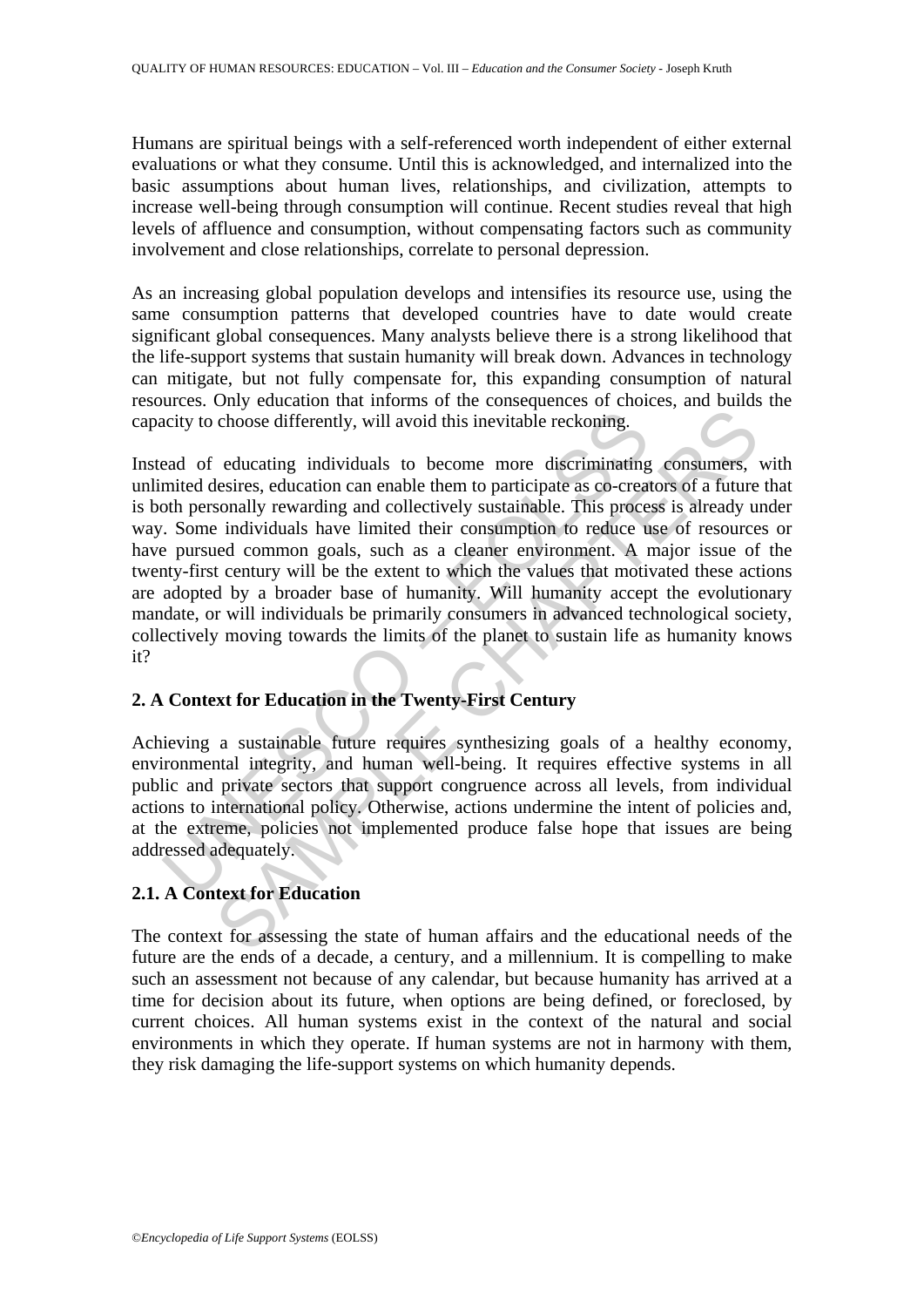Humans are spiritual beings with a self-referenced worth independent of either external evaluations or what they consume. Until this is acknowledged, and internalized into the basic assumptions about human lives, relationships, and civilization, attempts to increase well-being through consumption will continue. Recent studies reveal that high levels of affluence and consumption, without compensating factors such as community involvement and close relationships, correlate to personal depression.

As an increasing global population develops and intensifies its resource use, using the same consumption patterns that developed countries have to date would create significant global consequences. Many analysts believe there is a strong likelihood that the life-support systems that sustain humanity will break down. Advances in technology can mitigate, but not fully compensate for, this expanding consumption of natural resources. Only education that informs of the consequences of choices, and builds the capacity to choose differently, will avoid this inevitable reckoning.

Instead of educating individuals to become more discriminating consumers, with unlimited desires, education can enable them to participate as co-creators of a future that is both personally rewarding and collectively sustainable. This process is already under way. Some individuals have limited their consumption to reduce use of resources or have pursued common goals, such as a cleaner environment. A major issue of the twenty-first century will be the extent to which the values that motivated these actions are adopted by a broader base of humanity. Will humanity accept the evolutionary mandate, or will individuals be primarily consumers in advanced technological society, collectively moving towards the limits of the planet to sustain life as humanity knows it?

## 2. A Context for Education in the Twenty-First Century

Achieving a sustainable future requires synthesizing goals of a healthy economy, environmental integrity, and human well-being. It requires effective systems in all public and private sectors that support congruence across all levels, from individual actions to international policy. Otherwise, actions undermine the intent of policies and, at the extreme, policies not implemented produce false hope that issues are being addressed adequately.

### 2.1. A Context for Education

The context for assessing the state of human affairs and the educational needs of the future are the ends of a decade, a century, and a millennium. It is compelling to make such an assessment not because of any calendar, but because humanity has arrived at a time for decision about its future, when options are being defined, or foreclosed, by current choices. All human systems exist in the context of the natural and social environments in which they operate. If human systems are not in harmony with them, they risk damaging the life-support systems on which humanity depends.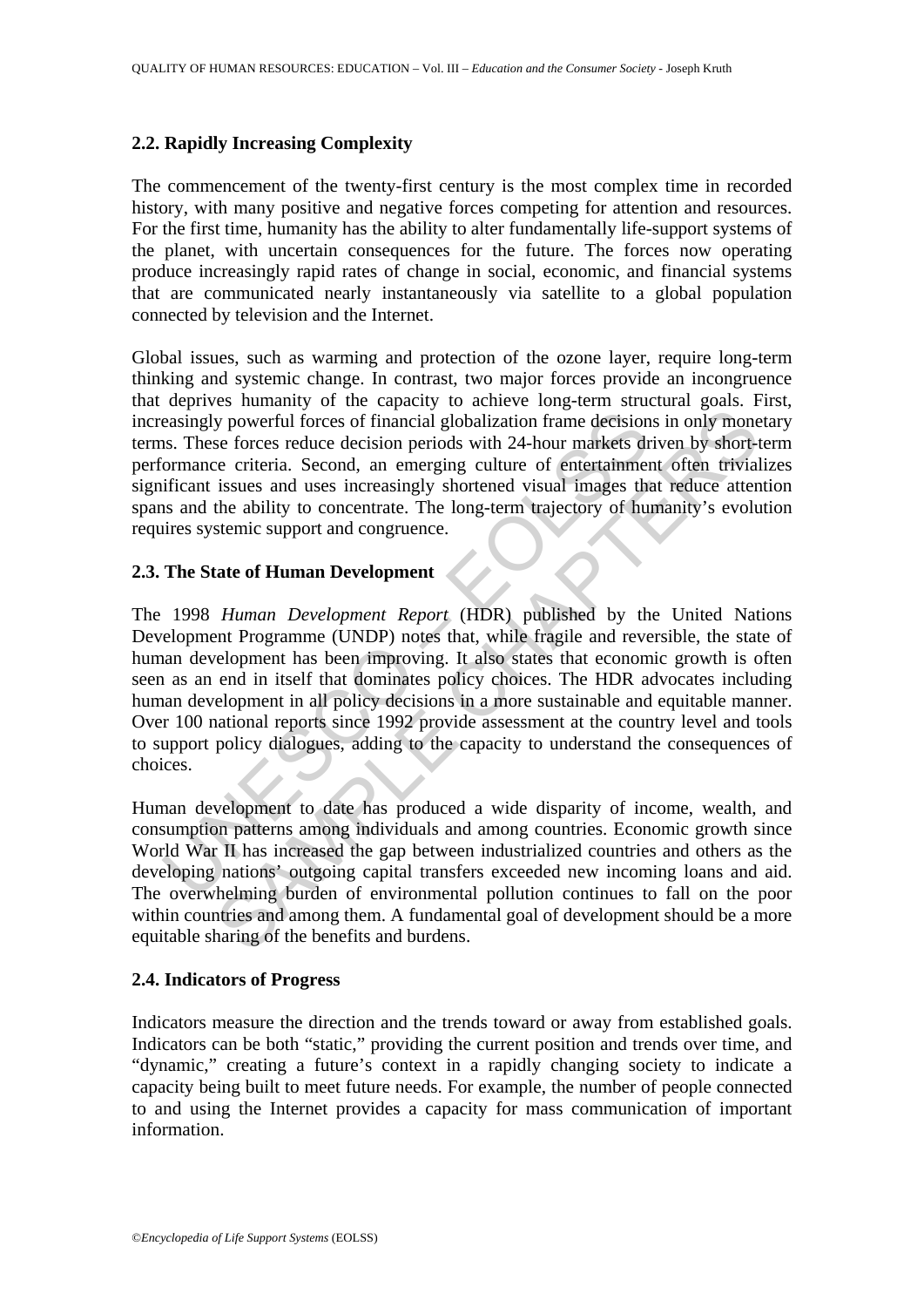### 2.2. Rapidly Increasing Complexity

The commencement of the twenty-first century is the most complex time in recorded history, with many positive and negative forces competing for attention and resources. For the first time, humanity has the ability to alter fundamentally life-support systems of the planet, with uncertain consequences for the future. The forces now operating produce increasingly rapid rates of change in social, economic, and financial systems that are communicated nearly instantaneously via satellite to a global population connected by television and the Internet.

Global issues, such as warming and protection of the ozone layer, require long-term thinking and systemic change. In contrast, two major forces provide an incongruence that deprives humanity of the capacity to achieve long-term structural goals. First, increasingly powerful forces of financial globalization frame decisions in only monetary terms. These forces reduce decision periods with 24-hour markets driven by short-term performance criteria. Second, an emerging culture of entertainment often trivializes significant issues and uses increasingly shortened visual images that reduce attention spans and the ability to concentrate. The long-term trajectory of humanity's evolution requires systemic support and congruence.

### 2.3. The State of Human Development

The 1998 *Human Development Report* (HDR) published by the United Nations Development Programme (UNDP) notes that, while fragile and reversible, the state of human development has been improving. It also states that economic growth is often seen as an end in itself that dominates policy choices. The HDR advocates including human development in all policy decisions in a more sustainable and equitable manner. Over 100 national reports since 1992 provide assessment at the country level and tools to support policy dialogues, adding to the capacity to understand the consequences of choices.

Human development to date has produced a wide disparity of income, wealth, and consumption patterns among individuals and among countries. Economic growth since World War II has increased the gap between industrialized countries and others as the developing nations' outgoing capital transfers exceeded new incoming loans and aid. The overwhelming burden of environmental pollution continues to fall on the poor within countries and among them. A fundamental goal of development should be a more equitable sharing of the benefits and burdens.

### 2.4. Indicators of Progress

Indicators measure the direction and the trends toward or away from established goals. Indicators can be both "static," providing the current position and trends over time, and "dynamic," creating a future's context in a rapidly changing society to indicate a capacity being built to meet future needs. For example, the number of people connected to and using the Internet provides a capacity for mass communication of important information.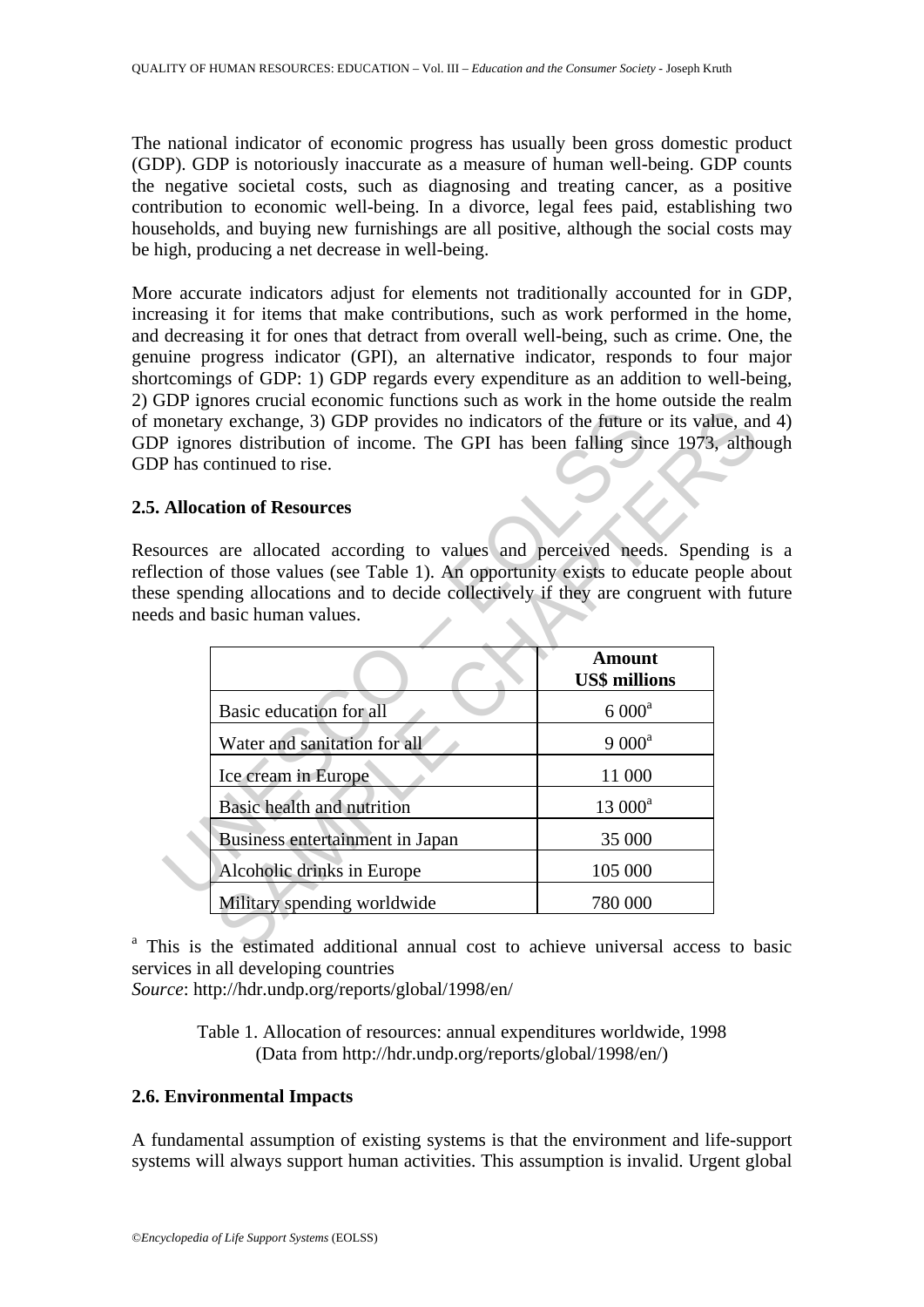The national indicator of economic progress has usually been gross domestic product (GDP). GDP is notoriously inaccurate as a measure of human well-being. GDP counts the negative societal costs, such as diagnosing and treating cancer, as a positive contribution to economic well-being. In a divorce, legal fees paid, establishing two households, and buying new furnishings are all positive, although the social costs may be high, producing a net decrease in well-being.

More accurate indicators adjust for elements not traditionally accounted for in GDP, increasing it for items that make contributions, such as work performed in the home, and decreasing it for ones that detract from overall well-being, such as crime. One, the genuine progress indicator (GPI), an alternative indicator, responds to four major shortcomings of GDP: 1) GDP regards every expenditure as an addition to well-being, 2) GDP ignores crucial economic functions such as work in the home outside the realm of monetary exchange, 3) GDP provides no indicators of the future or its value, and 4) GDP ignores distribution of income. The GPI has been falling since 1973, although GDP has continued to rise.

### 2.5. Allocation of Resources

Resources are allocated according to values and perceived needs. Spending is a reflection of those values (see Table 1). An opportunity exists to educate people about these spending allocations and to decide collectively if they are congruent with future needs and basic human values.

| | Amount US$ millions |
|---|---|
| Basic education for all | 6 000[a] |
| Water and sanitation for all | 9 000[a] |
| Ice cream in Europe | 11 000 |
| Basic health and nutrition | 13 000[a] |
| Business entertainment in Japan | 35 000 |
| Alcoholic drinks in Europe | 105 000 |
| Military spending worldwide | 780 000 |

[a] This is the estimated additional annual cost to achieve universal access to basic services in all developing countries

*Source*: http://hdr.undp.org/reports/global/1998/en/

Table 1. Allocation of resources: annual expenditures worldwide, 1998 (Data from http://hdr.undp.org/reports/global/1998/en/)

### 2.6. Environmental Impacts

A fundamental assumption of existing systems is that the environment and life-support systems will always support human activities. This assumption is invalid. Urgent global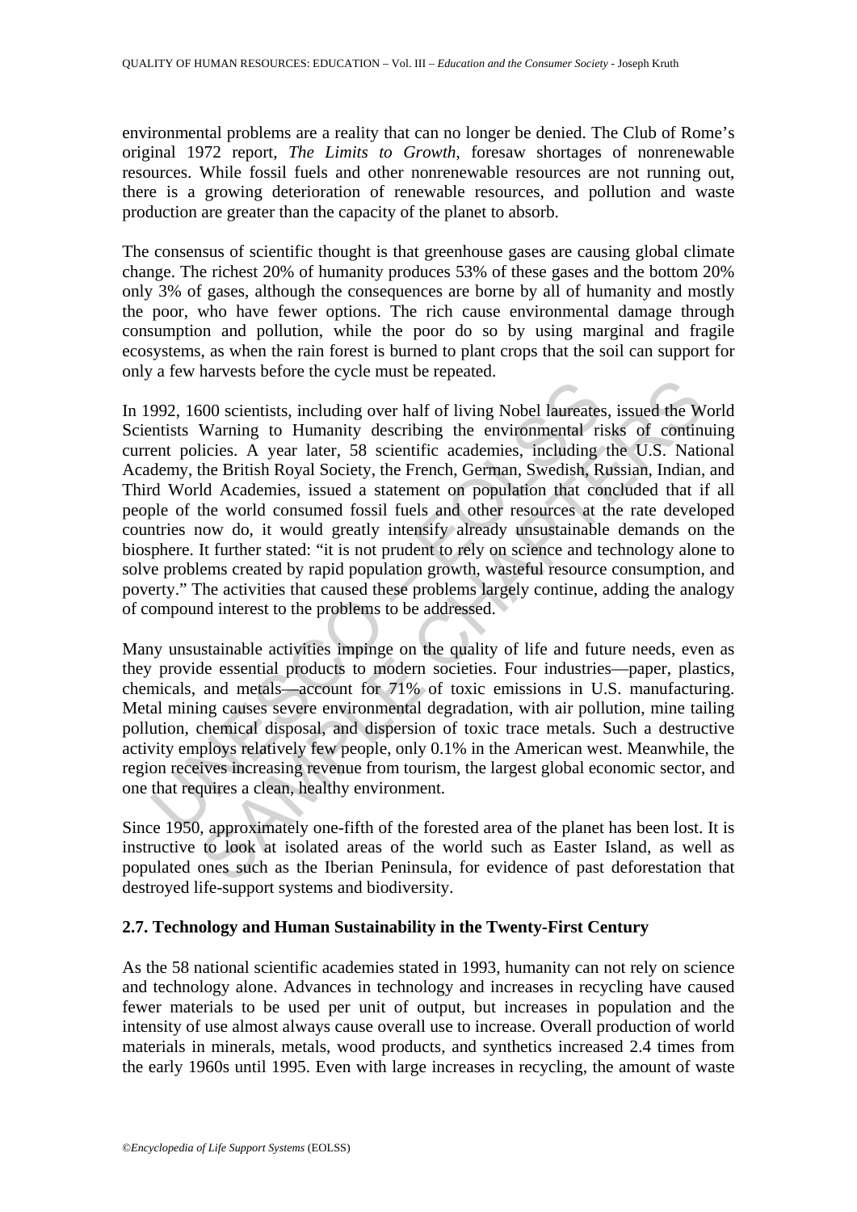environmental problems are a reality that can no longer be denied. The Club of Rome's original 1972 report, *The Limits to Growth*, foresaw shortages of nonrenewable resources. While fossil fuels and other nonrenewable resources are not running out, there is a growing deterioration of renewable resources, and pollution and waste production are greater than the capacity of the planet to absorb.

The consensus of scientific thought is that greenhouse gases are causing global climate change. The richest 20% of humanity produces 53% of these gases and the bottom 20% only 3% of gases, although the consequences are borne by all of humanity and mostly the poor, who have fewer options. The rich cause environmental damage through consumption and pollution, while the poor do so by using marginal and fragile ecosystems, as when the rain forest is burned to plant crops that the soil can support for only a few harvests before the cycle must be repeated.

In 1992, 1600 scientists, including over half of living Nobel laureates, issued the World Scientists Warning to Humanity describing the environmental risks of continuing current policies. A year later, 58 scientific academies, including the U.S. National Academy, the British Royal Society, the French, German, Swedish, Russian, Indian, and Third World Academies, issued a statement on population that concluded that if all people of the world consumed fossil fuels and other resources at the rate developed countries now do, it would greatly intensify already unsustainable demands on the biosphere. It further stated: "it is not prudent to rely on science and technology alone to solve problems created by rapid population growth, wasteful resource consumption, and poverty." The activities that caused these problems largely continue, adding the analogy of compound interest to the problems to be addressed.

Many unsustainable activities impinge on the quality of life and future needs, even as they provide essential products to modern societies. Four industries—paper, plastics, chemicals, and metals—account for 71% of toxic emissions in U.S. manufacturing. Metal mining causes severe environmental degradation, with air pollution, mine tailing pollution, chemical disposal, and dispersion of toxic trace metals. Such a destructive activity employs relatively few people, only 0.1% in the American west. Meanwhile, the region receives increasing revenue from tourism, the largest global economic sector, and one that requires a clean, healthy environment.

Since 1950, approximately one-fifth of the forested area of the planet has been lost. It is instructive to look at isolated areas of the world such as Easter Island, as well as populated ones such as the Iberian Peninsula, for evidence of past deforestation that destroyed life-support systems and biodiversity.

### 2.7. Technology and Human Sustainability in the Twenty-First Century

As the 58 national scientific academies stated in 1993, humanity can not rely on science and technology alone. Advances in technology and increases in recycling have caused fewer materials to be used per unit of output, but increases in population and the intensity of use almost always cause overall use to increase. Overall production of world materials in minerals, metals, wood products, and synthetics increased 2.4 times from the early 1960s until 1995. Even with large increases in recycling, the amount of waste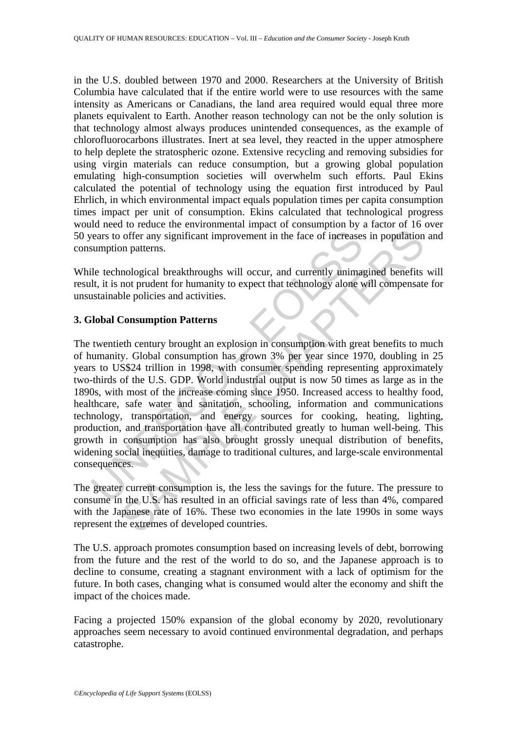in the U.S. doubled between 1970 and 2000. Researchers at the University of British Columbia have calculated that if the entire world were to use resources with the same intensity as Americans or Canadians, the land area required would equal three more planets equivalent to Earth. Another reason technology can not be the only solution is that technology almost always produces unintended consequences, as the example of chlorofluorocarbons illustrates. Inert at sea level, they reacted in the upper atmosphere to help deplete the stratospheric ozone. Extensive recycling and removing subsidies for using virgin materials can reduce consumption, but a growing global population emulating high-consumption societies will overwhelm such efforts. Paul Ekins calculated the potential of technology using the equation first introduced by Paul Ehrlich, in which environmental impact equals population times per capita consumption times impact per unit of consumption. Ekins calculated that technological progress would need to reduce the environmental impact of consumption by a factor of 16 over 50 years to offer any significant improvement in the face of increases in population and consumption patterns.

While technological breakthroughs will occur, and currently unimagined benefits will result, it is not prudent for humanity to expect that technology alone will compensate for unsustainable policies and activities.

## 3. Global Consumption Patterns

The twentieth century brought an explosion in consumption with great benefits to much of humanity. Global consumption has grown 3% per year since 1970, doubling in 25 years to US$24 trillion in 1998, with consumer spending representing approximately two-thirds of the U.S. GDP. World industrial output is now 50 times as large as in the 1890s, with most of the increase coming since 1950. Increased access to healthy food, healthcare, safe water and sanitation, schooling, information and communications technology, transportation, and energy sources for cooking, heating, lighting, production, and transportation have all contributed greatly to human well-being. This growth in consumption has also brought grossly unequal distribution of benefits, widening social inequities, damage to traditional cultures, and large-scale environmental consequences.

The greater current consumption is, the less the savings for the future. The pressure to consume in the U.S. has resulted in an official savings rate of less than 4%, compared with the Japanese rate of 16%. These two economies in the late 1990s in some ways represent the extremes of developed countries.

The U.S. approach promotes consumption based on increasing levels of debt, borrowing from the future and the rest of the world to do so, and the Japanese approach is to decline to consume, creating a stagnant environment with a lack of optimism for the future. In both cases, changing what is consumed would alter the economy and shift the impact of the choices made.

Facing a projected 150% expansion of the global economy by 2020, revolutionary approaches seem necessary to avoid continued environmental degradation, and perhaps catastrophe.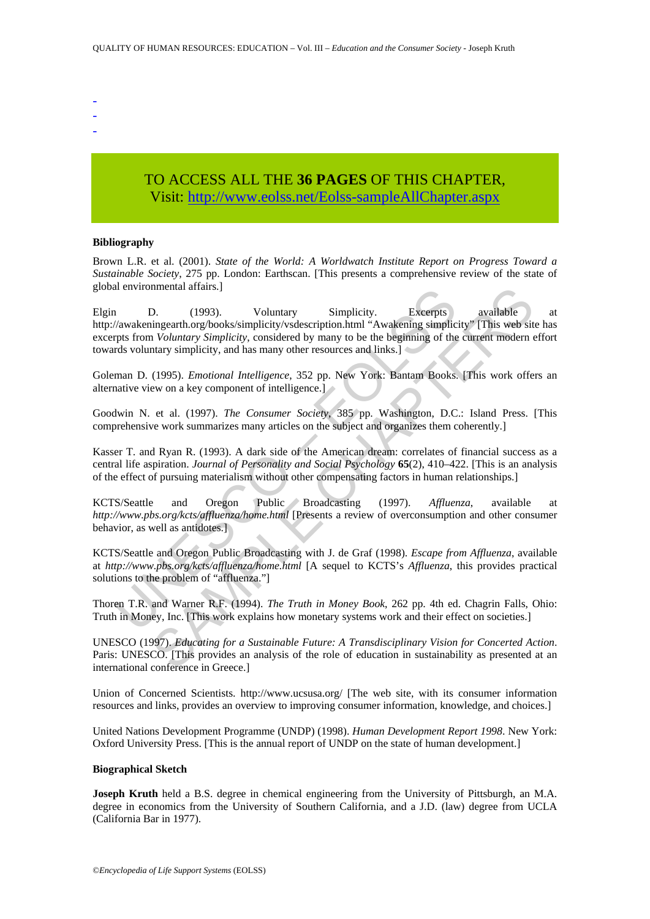-
-
-

TO ACCESS ALL THE **36 PAGES** OF THIS CHAPTER,
Visit: http://www.eolss.net/Eolss-sampleAllChapter.aspx

**Bibliography**

Brown L.R. et al. (2001). *State of the World: A Worldwatch Institute Report on Progress Toward a Sustainable Society*, 275 pp. London: Earthscan. [This presents a comprehensive review of the state of global environmental affairs.]

Elgin D. (1993). Voluntary Simplicity. Excerpts available at http://awakeningearth.org/books/simplicity/vsdescription.html "Awakening simplicity" [This web site has excerpts from *Voluntary Simplicity*, considered by many to be the beginning of the current modern effort towards voluntary simplicity, and has many other resources and links.]

Goleman D. (1995). *Emotional Intelligence*, 352 pp. New York: Bantam Books. [This work offers an alternative view on a key component of intelligence.]

Goodwin N. et al. (1997). *The Consumer Society*, 385 pp. Washington, D.C.: Island Press. [This comprehensive work summarizes many articles on the subject and organizes them coherently.]

Kasser T. and Ryan R. (1993). A dark side of the American dream: correlates of financial success as a central life aspiration. *Journal of Personality and Social Psychology* **65**(2), 410–422. [This is an analysis of the effect of pursuing materialism without other compensating factors in human relationships.]

KCTS/Seattle and Oregon Public Broadcasting (1997). *Affluenza*, available at *http://www.pbs.org/kcts/affluenza/home.html* [Presents a review of overconsumption and other consumer behavior, as well as antidotes.]

KCTS/Seattle and Oregon Public Broadcasting with J. de Graf (1998). *Escape from Affluenza*, available at *http://www.pbs.org/kcts/affluenza/home.html* [A sequel to KCTS's *Affluenza*, this provides practical solutions to the problem of "affluenza."]

Thoren T.R. and Warner R.F. (1994). *The Truth in Money Book*, 262 pp. 4th ed. Chagrin Falls, Ohio: Truth in Money, Inc. [This work explains how monetary systems work and their effect on societies.]

UNESCO (1997). *Educating for a Sustainable Future: A Transdisciplinary Vision for Concerted Action*. Paris: UNESCO. [This provides an analysis of the role of education in sustainability as presented at an international conference in Greece.]

Union of Concerned Scientists. http://www.ucsusa.org/ [The web site, with its consumer information resources and links, provides an overview to improving consumer information, knowledge, and choices.]

United Nations Development Programme (UNDP) (1998). *Human Development Report 1998*. New York: Oxford University Press. [This is the annual report of UNDP on the state of human development.]

**Biographical Sketch**

**Joseph Kruth** held a B.S. degree in chemical engineering from the University of Pittsburgh, an M.A. degree in economics from the University of Southern California, and a J.D. (law) degree from UCLA (California Bar in 1977).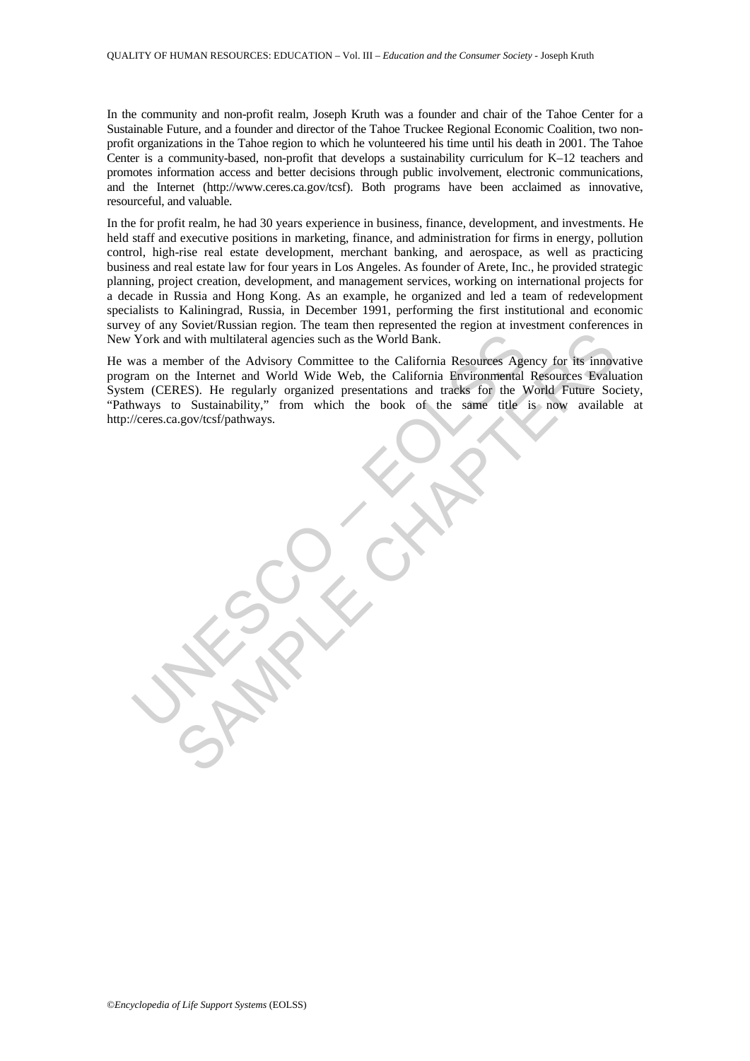In the community and non-profit realm, Joseph Kruth was a founder and chair of the Tahoe Center for a Sustainable Future, and a founder and director of the Tahoe Truckee Regional Economic Coalition, two non-profit organizations in the Tahoe region to which he volunteered his time until his death in 2001. The Tahoe Center is a community-based, non-profit that develops a sustainability curriculum for K–12 teachers and promotes information access and better decisions through public involvement, electronic communications, and the Internet (http://www.ceres.ca.gov/tcsf). Both programs have been acclaimed as innovative, resourceful, and valuable.

In the for profit realm, he had 30 years experience in business, finance, development, and investments. He held staff and executive positions in marketing, finance, and administration for firms in energy, pollution control, high-rise real estate development, merchant banking, and aerospace, as well as practicing business and real estate law for four years in Los Angeles. As founder of Arete, Inc., he provided strategic planning, project creation, development, and management services, working on international projects for a decade in Russia and Hong Kong. As an example, he organized and led a team of redevelopment specialists to Kaliningrad, Russia, in December 1991, performing the first institutional and economic survey of any Soviet/Russian region. The team then represented the region at investment conferences in New York and with multilateral agencies such as the World Bank.

He was a member of the Advisory Committee to the California Resources Agency for its innovative program on the Internet and World Wide Web, the California Environmental Resources Evaluation System (CERES). He regularly organized presentations and tracks for the World Future Society, "Pathways to Sustainability," from which the book of the same title is now available at http://ceres.ca.gov/tcsf/pathways.